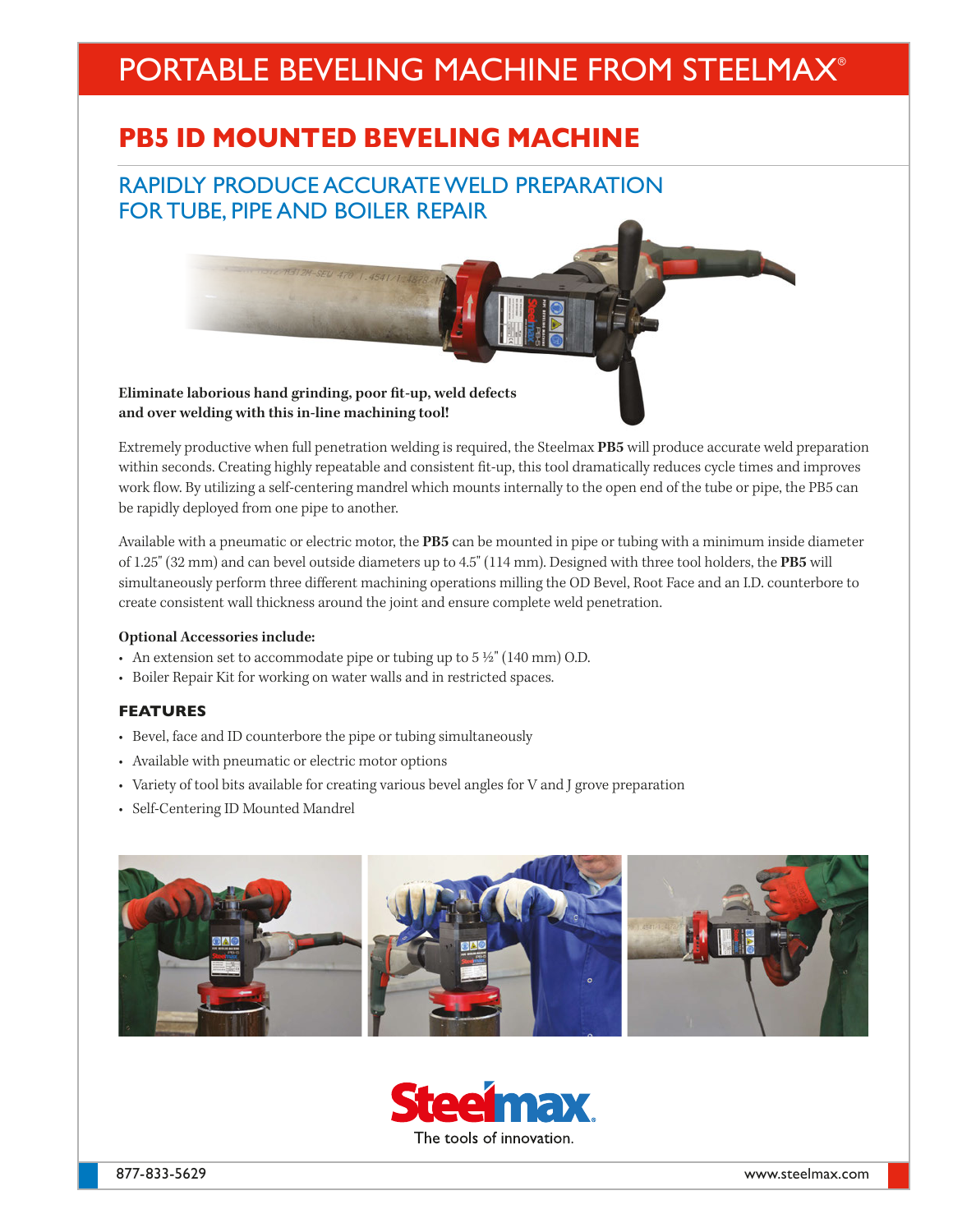# PORTABLE BEVELING MACHINE FROM STEELMAX®

## PB5 ID MOUNTED BEVELING MACHINE

### RAPIDLY PRODUCE ACCURATE WELD PREPARATION FOR TUBE, PIPE AND BOILER REPAIR

**Eliminate laborious hand grinding, poor fit-up, weld defects and over welding with this in-line machining tool!**

Extremely productive when full penetration welding is required, the Steelmax **PB5** will produce accurate weld preparation within seconds. Creating highly repeatable and consistent fit-up, this tool dramatically reduces cycle times and improves work flow. By utilizing a self-centering mandrel which mounts internally to the open end of the tube or pipe, the PB5 can be rapidly deployed from one pipe to another.

Available with a pneumatic or electric motor, the **PB5** can be mounted in pipe or tubing with a minimum inside diameter of 1.25" (32 mm) and can bevel outside diameters up to 4.5" (114 mm). Designed with three tool holders, the **PB5** will simultaneously perform three different machining operations milling the OD Bevel, Root Face and an I.D. counterbore to create consistent wall thickness around the joint and ensure complete weld penetration.

**Optional Accessories include:**

- An extension set to accommodate pipe or tubing up to 5 ½" (140 mm) O.D.
- Boiler Repair Kit for working on water walls and in restricted spaces.

### FEATURES

- Bevel, face and ID counterbore the pipe or tubing simultaneously
- Available with pneumatic or electric motor options
- Variety of tool bits available for creating various bevel angles for V and J grove preparation
- Self-Centering ID Mounted Mandrel

Steelmax®
The tools of innovation.

877-833-5629

www.steelmax.com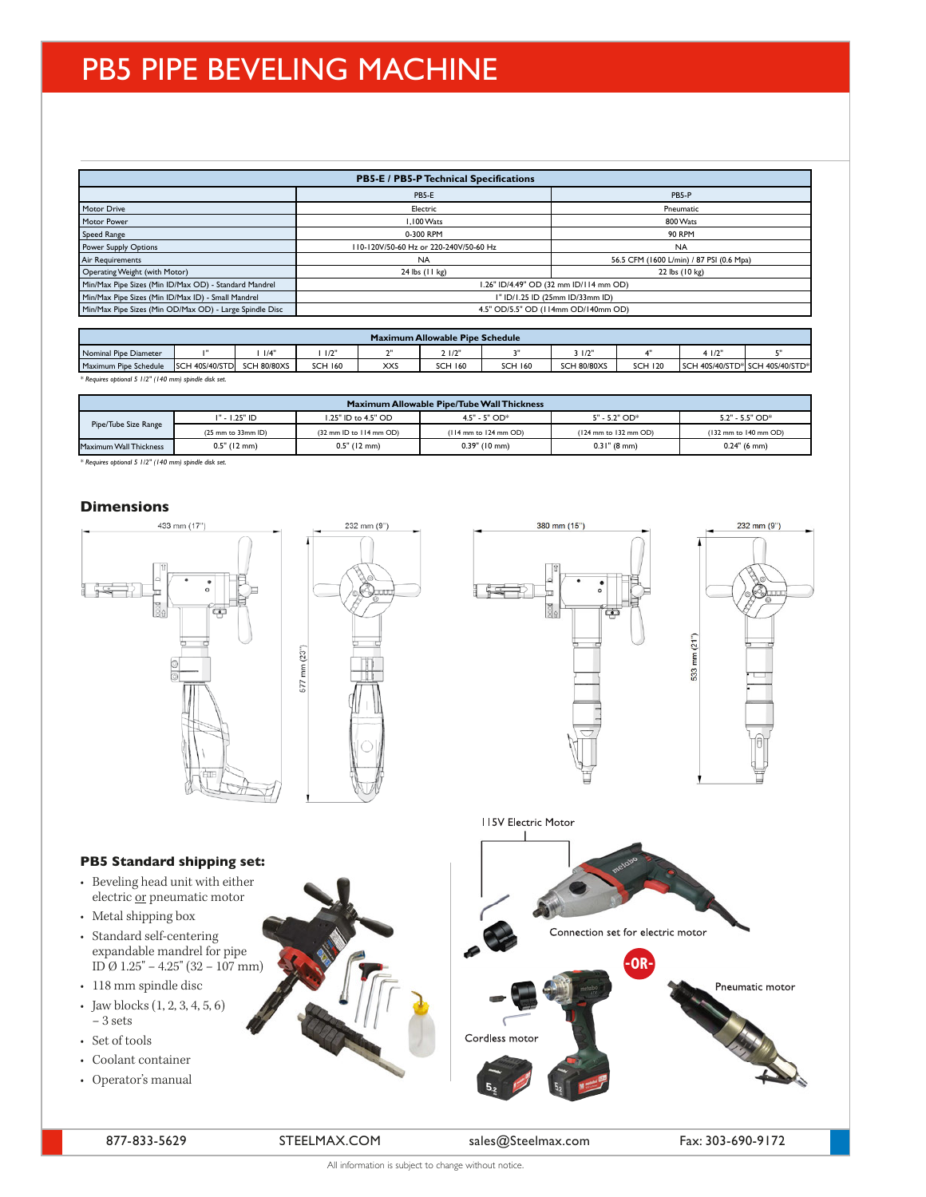# PB5 PIPE BEVELING MACHINE

| PB5-E / PB5-P Technical Specifications | | |
|---|---|---|
| | PB5-E | PB5-P |
| Motor Drive | Electric | Pneumatic |
| Motor Power | 1,100 Wats | 800 Wats |
| Speed Range | 0-300 RPM | 90 RPM |
| Power Supply Options | 110-120V/50-60 Hz or 220-240V/50-60 Hz | NA |
| Air Requirements | NA | 56.5 CFM (1600 L/min) / 87 PSI (0.6 Mpa) |
| Operating Weight (with Motor) | 24 lbs (11 kg) | 22 lbs (10 kg) |
| Min/Max Pipe Sizes (Min ID/Max OD) - Standard Mandrel | 1.26" ID/4.49" OD (32 mm ID/114 mm OD) | |
| Min/Max Pipe Sizes (Min ID/Max ID) - Small Mandrel | 1" ID/1.25 ID (25mm ID/33mm ID) | |
| Min/Max Pipe Sizes (Min OD/Max OD) - Large Spindle Disc | 4.5" OD/5.5" OD (114mm OD/140mm OD) | |

| Maximum Allowable Pipe Schedule | | | | | | | | | | |
|---|---|---|---|---|---|---|---|---|---|---|
| Nominal Pipe Diameter | 1" | 1 1/4" | 1 1/2" | 2" | 2 1/2" | 3" | 3 1/2" | 4" | 4 1/2" | 5" |
| Maximum Pipe Schedule | SCH 40S/40/STD | SCH 80/80XS | SCH 160 | XXS | SCH 160 | SCH 160 | SCH 80/80XS | SCH 120 | SCH 40S/40/STD* | SCH 40S/40/STD* |

*\* Requires optional 5 1/2" (140 mm) spindle disk set.*

| Maximum Allowable Pipe/Tube Wall Thickness | | | | | |
|---|---|---|---|---|---|
| Pipe/Tube Size Range | 1" - 1.25" ID | 1.25" ID to 4.5" OD | 4.5" - 5" OD* | 5" - 5.2" OD* | 5.2" - 5.5" OD* |
| | (25 mm to 33mm ID) | (32 mm ID to 114 mm OD) | (114 mm to 124 mm OD) | (124 mm to 132 mm OD) | (132 mm to 140 mm OD) |
| Maximum Wall Thickness | 0.5" (12 mm) | 0.5" (12 mm) | 0.39" (10 mm) | 0.31" (8 mm) | 0.24" (6 mm) |

*\* Requires optional 5 1/2" (140 mm) spindle disk set.*

## Dimensions

433 mm (17") — 232 mm (9") — 577 mm (23") — 380 mm (15") — 232 mm (9") — 533 mm (21")

### PB5 Standard shipping set:

- Beveling head unit with either electric or pneumatic motor
- Metal shipping box
- Standard self-centering expandable mandrel for pipe ID Ø 1.25" – 4.25" (32 – 107 mm)
- 118 mm spindle disc
- Jaw blocks (1, 2, 3, 4, 5, 6) – 3 sets
- Set of tools
- Coolant container
- Operator's manual

115V Electric Motor

Connection set for electric motor

-OR-

Cordless motor

Pneumatic motor

877-833-5629 | STEELMAX.COM | sales@Steelmax.com | Fax: 303-690-9172

All information is subject to change without notice.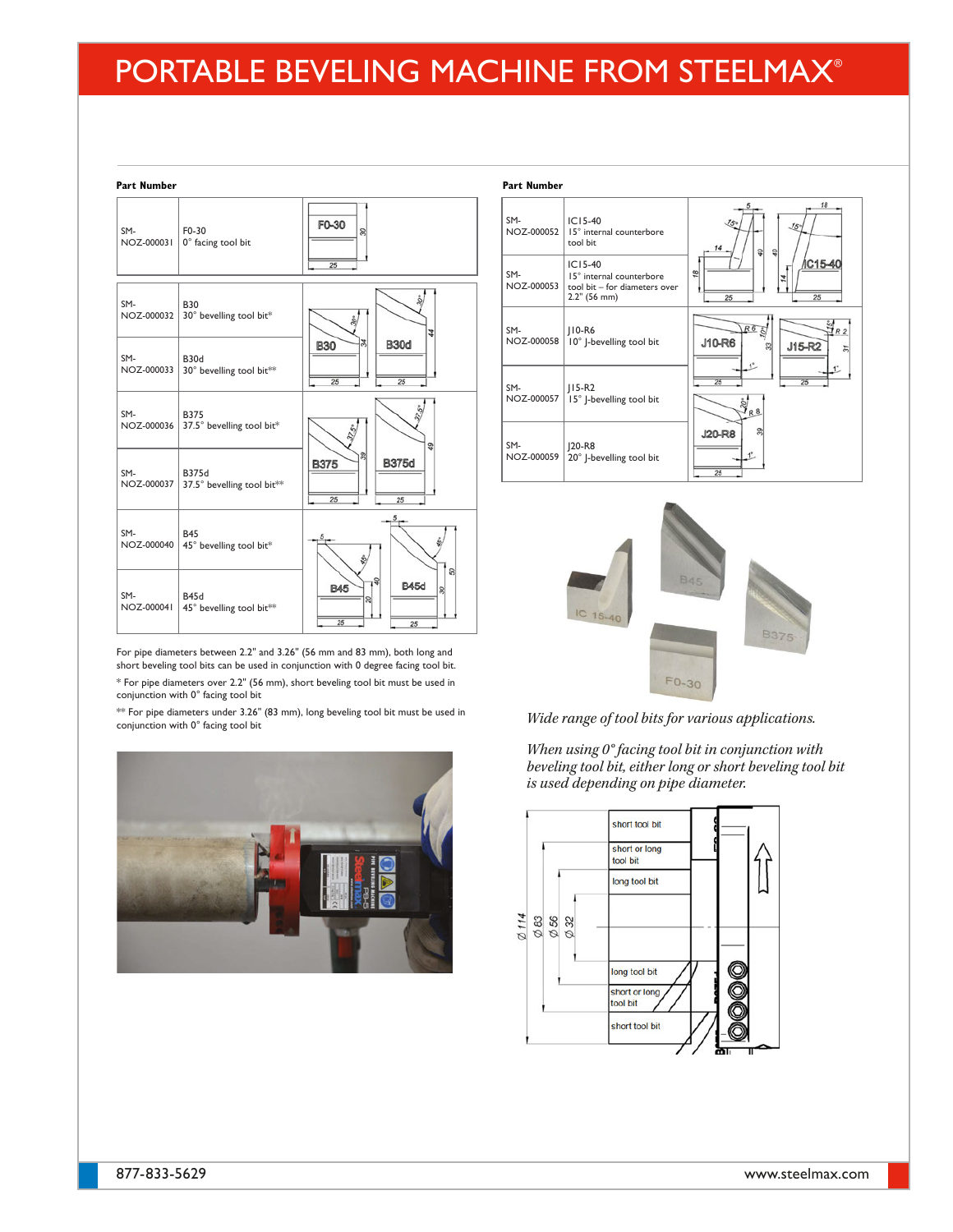# PORTABLE BEVELING MACHINE FROM STEELMAX®

**Part Number**

| | | |
|---|---|---|
| SM-NOZ-000031 | F0-30 0° facing tool bit | |
| SM-NOZ-000032 | B30 30° bevelling tool bit* | |
| SM-NOZ-000033 | B30d 30° bevelling tool bit** | |
| SM-NOZ-000036 | B375 37.5° bevelling tool bit* | |
| SM-NOZ-000037 | B375d 37.5° bevelling tool bit** | |
| SM-NOZ-000040 | B45 45° bevelling tool bit* | |
| SM-NOZ-000041 | B45d 45° bevelling tool bit** | |

For pipe diameters between 2.2" and 3.26" (56 mm and 83 mm), both long and short beveling tool bits can be used in conjunction with 0 degree facing tool bit.

* For pipe diameters over 2.2" (56 mm), short beveling tool bit must be used in conjunction with 0° facing tool bit

** For pipe diameters under 3.26" (83 mm), long beveling tool bit must be used in conjunction with 0° facing tool bit

**Part Number**

| | | |
|---|---|---|
| SM-NOZ-000052 | IC15-40 15° internal counterbore tool bit | |
| SM-NOZ-000053 | IC15-40 15° internal counterbore tool bit – for diameters over 2.2" (56 mm) | |
| SM-NOZ-000058 | J10-R6 10° J-bevelling tool bit | |
| SM-NOZ-000057 | J15-R2 15° J-bevelling tool bit | |
| SM-NOZ-000059 | J20-R8 20° J-bevelling tool bit | |

*Wide range of tool bits for various applications.*

*When using 0° facing tool bit in conjunction with beveling tool bit, either long or short beveling tool bit is used depending on pipe diameter.*

short tool bit
short or long tool bit
long tool bit
Ø 114
Ø 83
Ø 56
Ø 32
long tool bit
short or long tool bit
short tool bit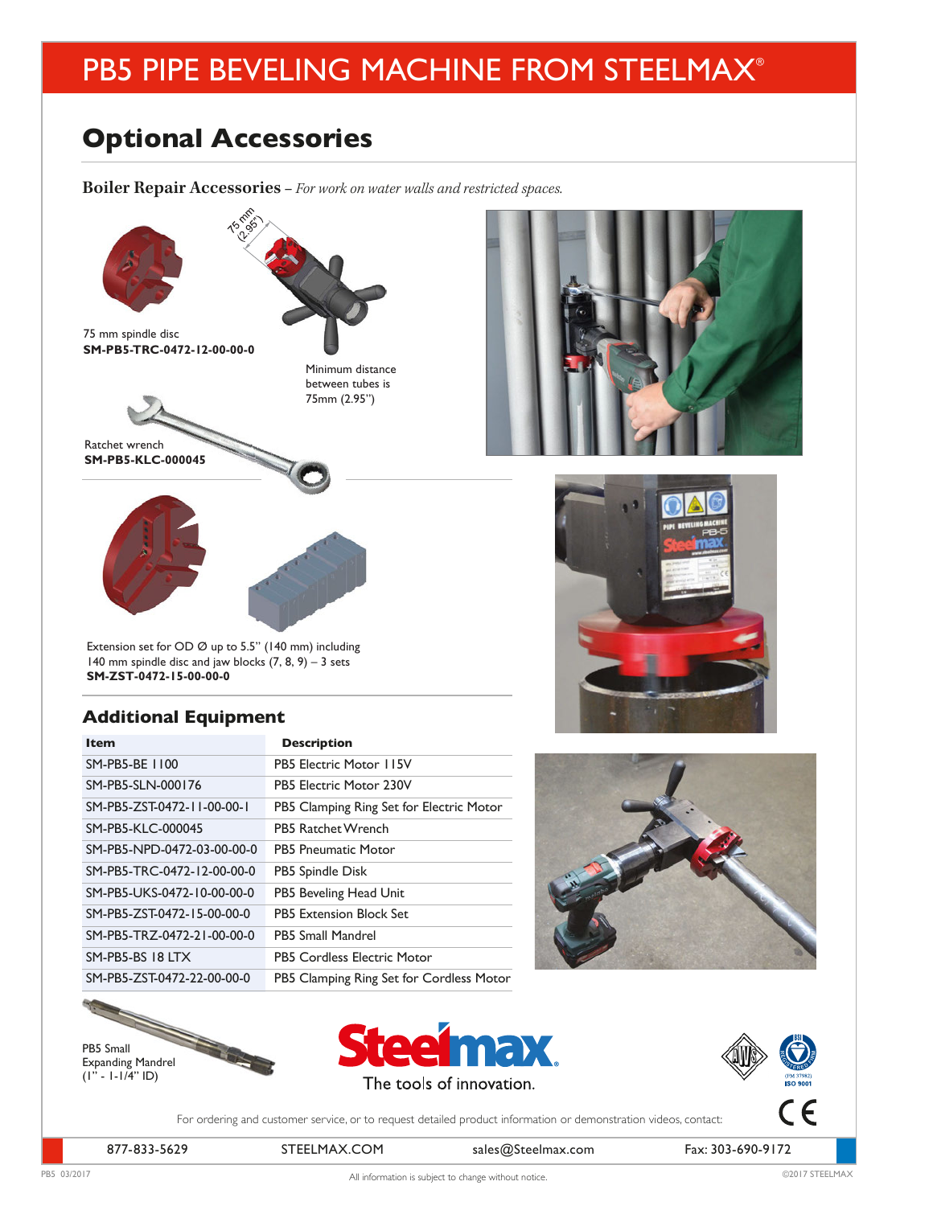# PB5 PIPE BEVELING MACHINE FROM STEELMAX®

## Optional Accessories

### Boiler Repair Accessories – *For work on water walls and restricted spaces.*

75 mm (2.95")

75 mm spindle disc
**SM-PB5-TRC-0472-12-00-00-0**

Minimum distance between tubes is 75mm (2.95")

Ratchet wrench
**SM-PB5-KLC-000045**

Extension set for OD Ø up to 5.5" (140 mm) including 140 mm spindle disc and jaw blocks (7, 8, 9) – 3 sets
**SM-ZST-0472-15-00-00-0**

## Additional Equipment

| Item | Description |
|---|---|
| SM-PB5-BE 1100 | PB5 Electric Motor 115V |
| SM-PB5-SLN-000176 | PB5 Electric Motor 230V |
| SM-PB5-ZST-0472-11-00-00-1 | PB5 Clamping Ring Set for Electric Motor |
| SM-PB5-KLC-000045 | PB5 Ratchet Wrench |
| SM-PB5-NPD-0472-03-00-00-0 | PB5 Pneumatic Motor |
| SM-PB5-TRC-0472-12-00-00-0 | PB5 Spindle Disk |
| SM-PB5-UKS-0472-10-00-00-0 | PB5 Beveling Head Unit |
| SM-PB5-ZST-0472-15-00-00-0 | PB5 Extension Block Set |
| SM-PB5-TRZ-0472-21-00-00-0 | PB5 Small Mandrel |
| SM-PB5-BS 18 LTX | PB5 Cordless Electric Motor |
| SM-PB5-ZST-0472-22-00-00-0 | PB5 Clamping Ring Set for Cordless Motor |

PB5 Small Expanding Mandrel (1" - 1-1/4" ID)

Steelmax
The tools of innovation.

For ordering and customer service, or to request detailed product information or demonstration videos, contact:

877-833-5629 | STEELMAX.COM | sales@Steelmax.com | Fax: 303-690-9172

PB5 03/2017

All information is subject to change without notice.

©2017 STEELMAX